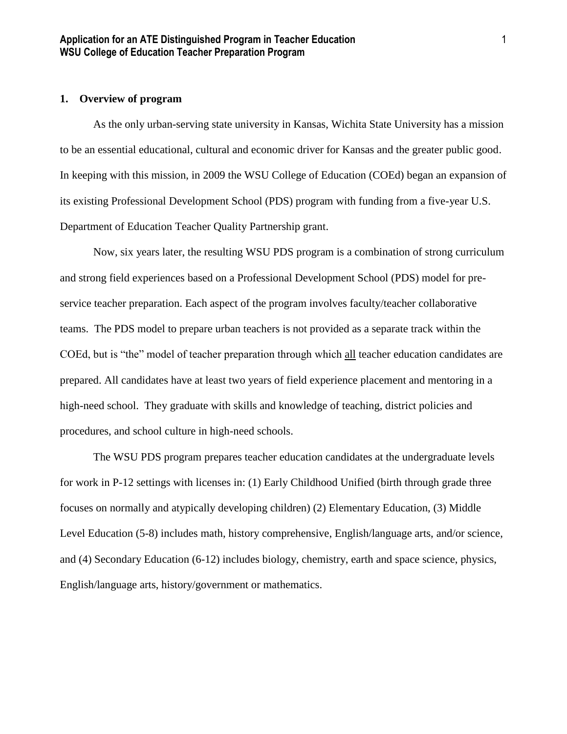## 1. Overview of program

As the only urban-serving state university in Kansas, Wichita State University has a mission to be an essential educational, cultural and economic driver for Kansas and the greater public good. In keeping with this mission, in 2009 the WSU College of Education (COEd) began an expansion of its existing Professional Development School (PDS) program with funding from a five-year U.S. Department of Education Teacher Quality Partnership grant.

Now, six years later, the resulting WSU PDS program is a combination of strong curriculum and strong field experiences based on a Professional Development School (PDS) model for pre-service teacher preparation. Each aspect of the program involves faculty/teacher collaborative teams. The PDS model to prepare urban teachers is not provided as a separate track within the COEd, but is "the" model of teacher preparation through which all teacher education candidates are prepared. All candidates have at least two years of field experience placement and mentoring in a high-need school. They graduate with skills and knowledge of teaching, district policies and procedures, and school culture in high-need schools.

The WSU PDS program prepares teacher education candidates at the undergraduate levels for work in P-12 settings with licenses in: (1) Early Childhood Unified (birth through grade three focuses on normally and atypically developing children) (2) Elementary Education, (3) Middle Level Education (5-8) includes math, history comprehensive, English/language arts, and/or science, and (4) Secondary Education (6-12) includes biology, chemistry, earth and space science, physics, English/language arts, history/government or mathematics.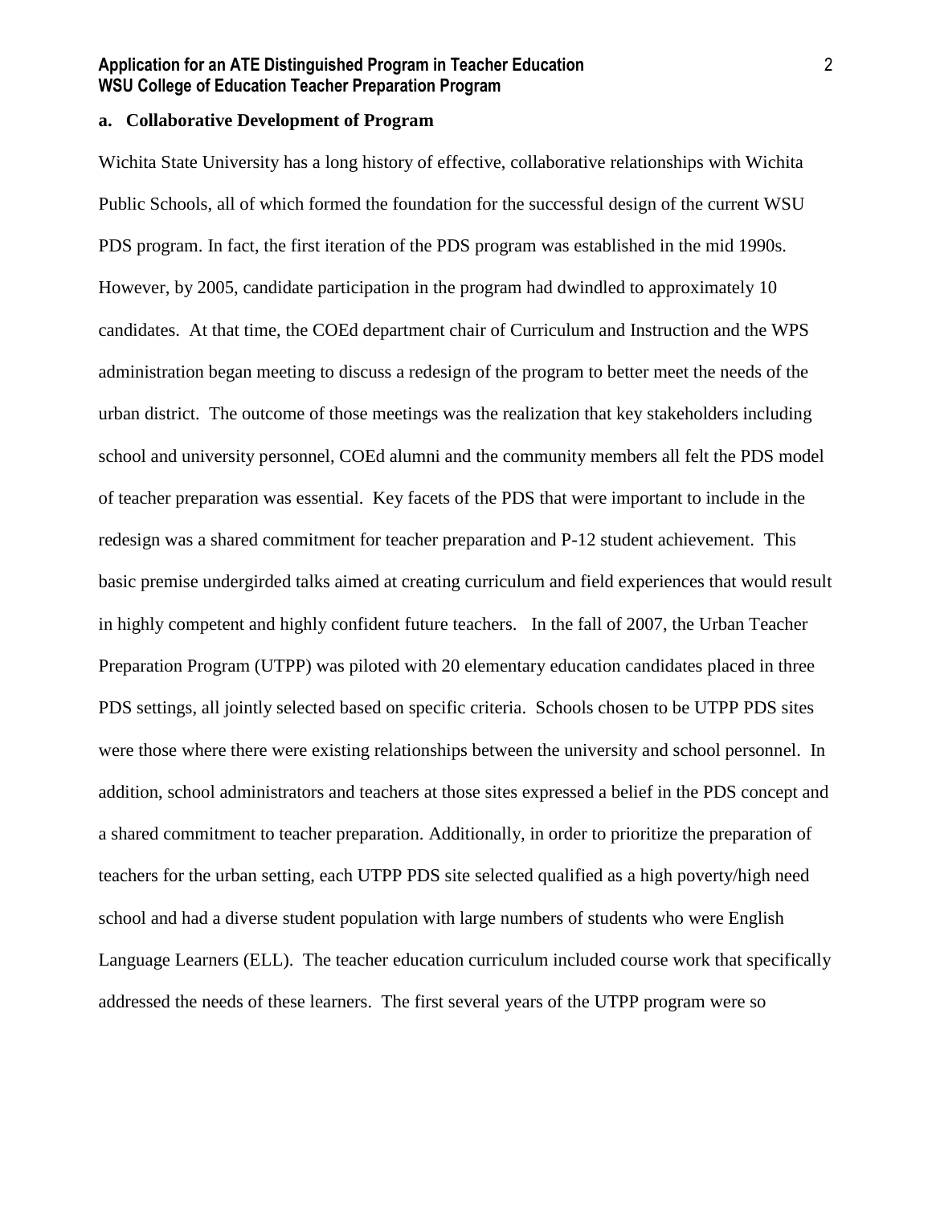**a. Collaborative Development of Program**

Wichita State University has a long history of effective, collaborative relationships with Wichita Public Schools, all of which formed the foundation for the successful design of the current WSU PDS program. In fact, the first iteration of the PDS program was established in the mid 1990s. However, by 2005, candidate participation in the program had dwindled to approximately 10 candidates. At that time, the COEd department chair of Curriculum and Instruction and the WPS administration began meeting to discuss a redesign of the program to better meet the needs of the urban district. The outcome of those meetings was the realization that key stakeholders including school and university personnel, COEd alumni and the community members all felt the PDS model of teacher preparation was essential. Key facets of the PDS that were important to include in the redesign was a shared commitment for teacher preparation and P-12 student achievement. This basic premise undergirded talks aimed at creating curriculum and field experiences that would result in highly competent and highly confident future teachers. In the fall of 2007, the Urban Teacher Preparation Program (UTPP) was piloted with 20 elementary education candidates placed in three PDS settings, all jointly selected based on specific criteria. Schools chosen to be UTPP PDS sites were those where there were existing relationships between the university and school personnel. In addition, school administrators and teachers at those sites expressed a belief in the PDS concept and a shared commitment to teacher preparation. Additionally, in order to prioritize the preparation of teachers for the urban setting, each UTPP PDS site selected qualified as a high poverty/high need school and had a diverse student population with large numbers of students who were English Language Learners (ELL). The teacher education curriculum included course work that specifically addressed the needs of these learners. The first several years of the UTPP program were so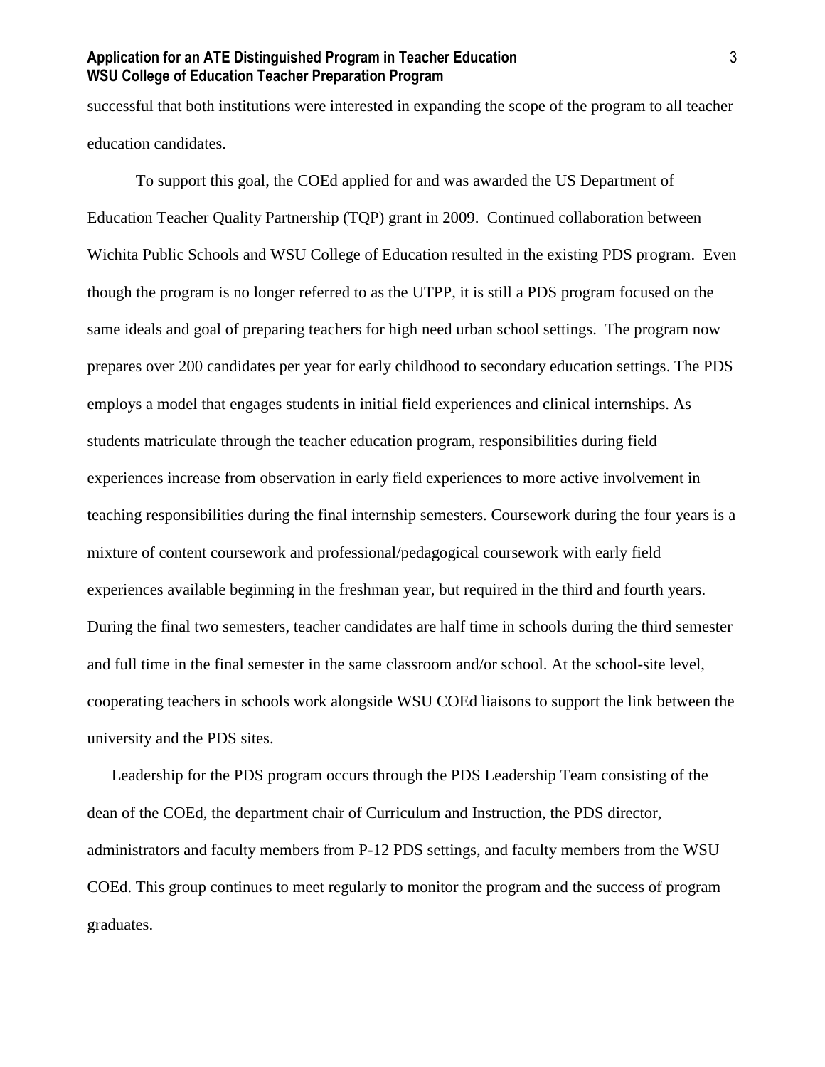successful that both institutions were interested in expanding the scope of the program to all teacher education candidates.

To support this goal, the COEd applied for and was awarded the US Department of Education Teacher Quality Partnership (TQP) grant in 2009. Continued collaboration between Wichita Public Schools and WSU College of Education resulted in the existing PDS program. Even though the program is no longer referred to as the UTPP, it is still a PDS program focused on the same ideals and goal of preparing teachers for high need urban school settings. The program now prepares over 200 candidates per year for early childhood to secondary education settings. The PDS employs a model that engages students in initial field experiences and clinical internships. As students matriculate through the teacher education program, responsibilities during field experiences increase from observation in early field experiences to more active involvement in teaching responsibilities during the final internship semesters. Coursework during the four years is a mixture of content coursework and professional/pedagogical coursework with early field experiences available beginning in the freshman year, but required in the third and fourth years. During the final two semesters, teacher candidates are half time in schools during the third semester and full time in the final semester in the same classroom and/or school. At the school-site level, cooperating teachers in schools work alongside WSU COEd liaisons to support the link between the university and the PDS sites.

Leadership for the PDS program occurs through the PDS Leadership Team consisting of the dean of the COEd, the department chair of Curriculum and Instruction, the PDS director, administrators and faculty members from P-12 PDS settings, and faculty members from the WSU COEd. This group continues to meet regularly to monitor the program and the success of program graduates.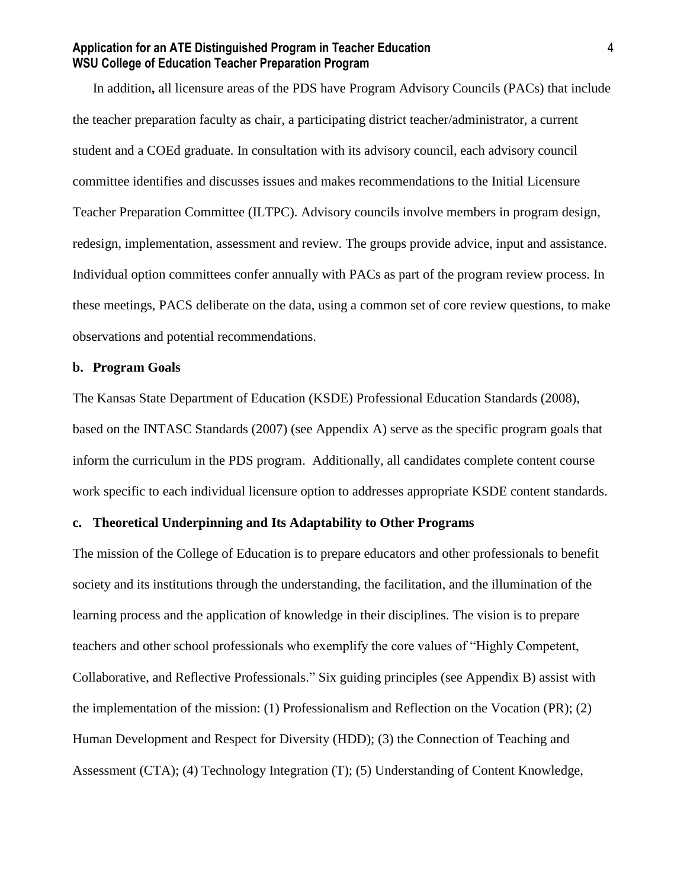In addition**,** all licensure areas of the PDS have Program Advisory Councils (PACs) that include the teacher preparation faculty as chair, a participating district teacher/administrator, a current student and a COEd graduate. In consultation with its advisory council, each advisory council committee identifies and discusses issues and makes recommendations to the Initial Licensure Teacher Preparation Committee (ILTPC). Advisory councils involve members in program design, redesign, implementation, assessment and review. The groups provide advice, input and assistance. Individual option committees confer annually with PACs as part of the program review process. In these meetings, PACS deliberate on the data, using a common set of core review questions, to make observations and potential recommendations.

### b. Program Goals

The Kansas State Department of Education (KSDE) Professional Education Standards (2008), based on the INTASC Standards (2007) (see Appendix A) serve as the specific program goals that inform the curriculum in the PDS program. Additionally, all candidates complete content course work specific to each individual licensure option to addresses appropriate KSDE content standards.

### c. Theoretical Underpinning and Its Adaptability to Other Programs

The mission of the College of Education is to prepare educators and other professionals to benefit society and its institutions through the understanding, the facilitation, and the illumination of the learning process and the application of knowledge in their disciplines. The vision is to prepare teachers and other school professionals who exemplify the core values of "Highly Competent, Collaborative, and Reflective Professionals." Six guiding principles (see Appendix B) assist with the implementation of the mission: (1) Professionalism and Reflection on the Vocation (PR); (2) Human Development and Respect for Diversity (HDD); (3) the Connection of Teaching and Assessment (CTA); (4) Technology Integration (T); (5) Understanding of Content Knowledge,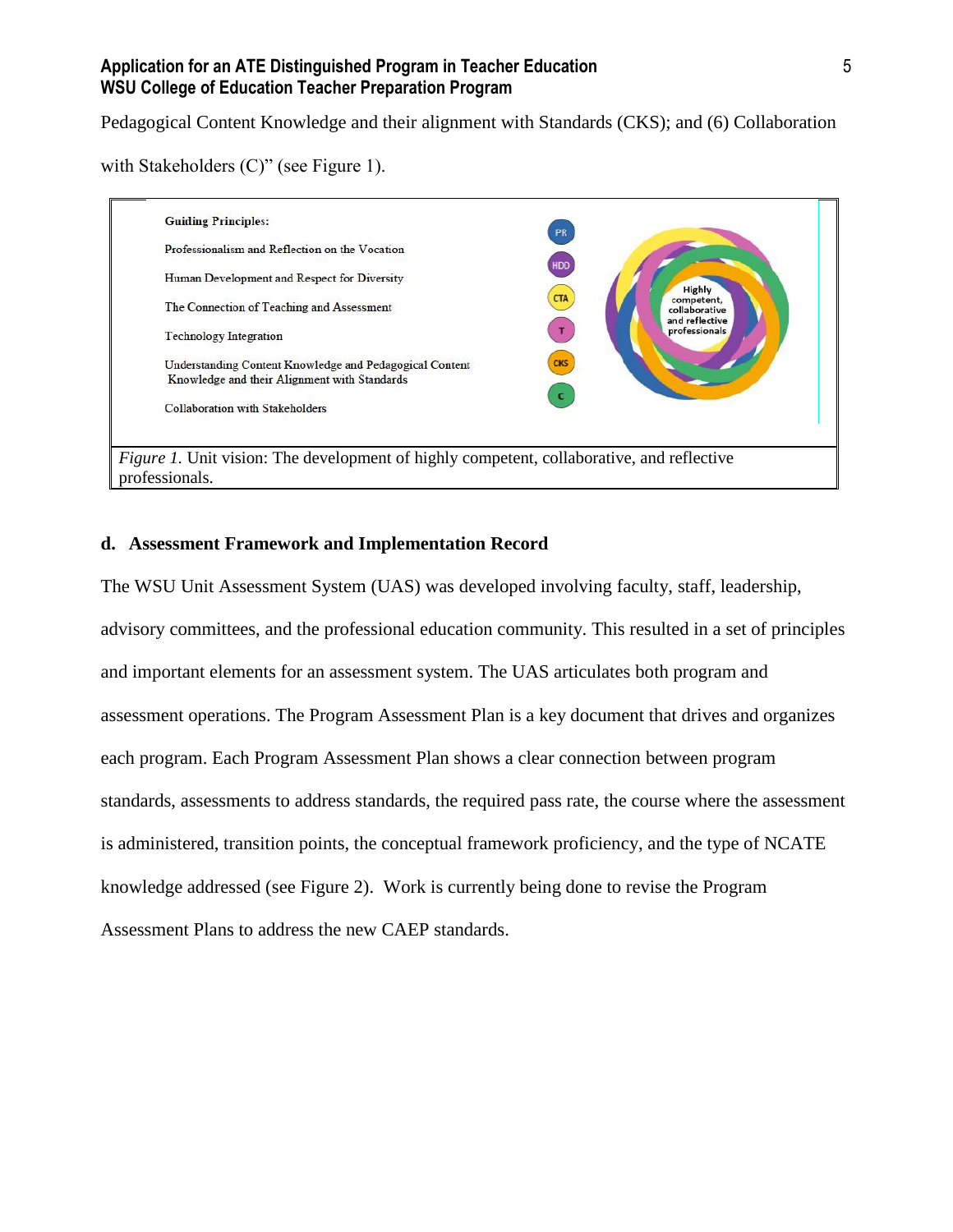Pedagogical Content Knowledge and their alignment with Standards (CKS); and (6) Collaboration with Stakeholders (C)" (see Figure 1).

Guiding Principles:

- Professionalism and Reflection on the Vocation (PR)
- Human Development and Respect for Diversity (HDD)
- The Connection of Teaching and Assessment (CTA)
- Technology Integration (T)
- Understanding Content Knowledge and Pedagogical Content Knowledge and their Alignment with Standards (CKS)
- Collaboration with Stakeholders (C)

Highly competent, collaborative and reflective professionals

*Figure 1.* Unit vision: The development of highly competent, collaborative, and reflective professionals.

## d. Assessment Framework and Implementation Record

The WSU Unit Assessment System (UAS) was developed involving faculty, staff, leadership, advisory committees, and the professional education community. This resulted in a set of principles and important elements for an assessment system. The UAS articulates both program and assessment operations. The Program Assessment Plan is a key document that drives and organizes each program. Each Program Assessment Plan shows a clear connection between program standards, assessments to address standards, the required pass rate, the course where the assessment is administered, transition points, the conceptual framework proficiency, and the type of NCATE knowledge addressed (see Figure 2). Work is currently being done to revise the Program Assessment Plans to address the new CAEP standards.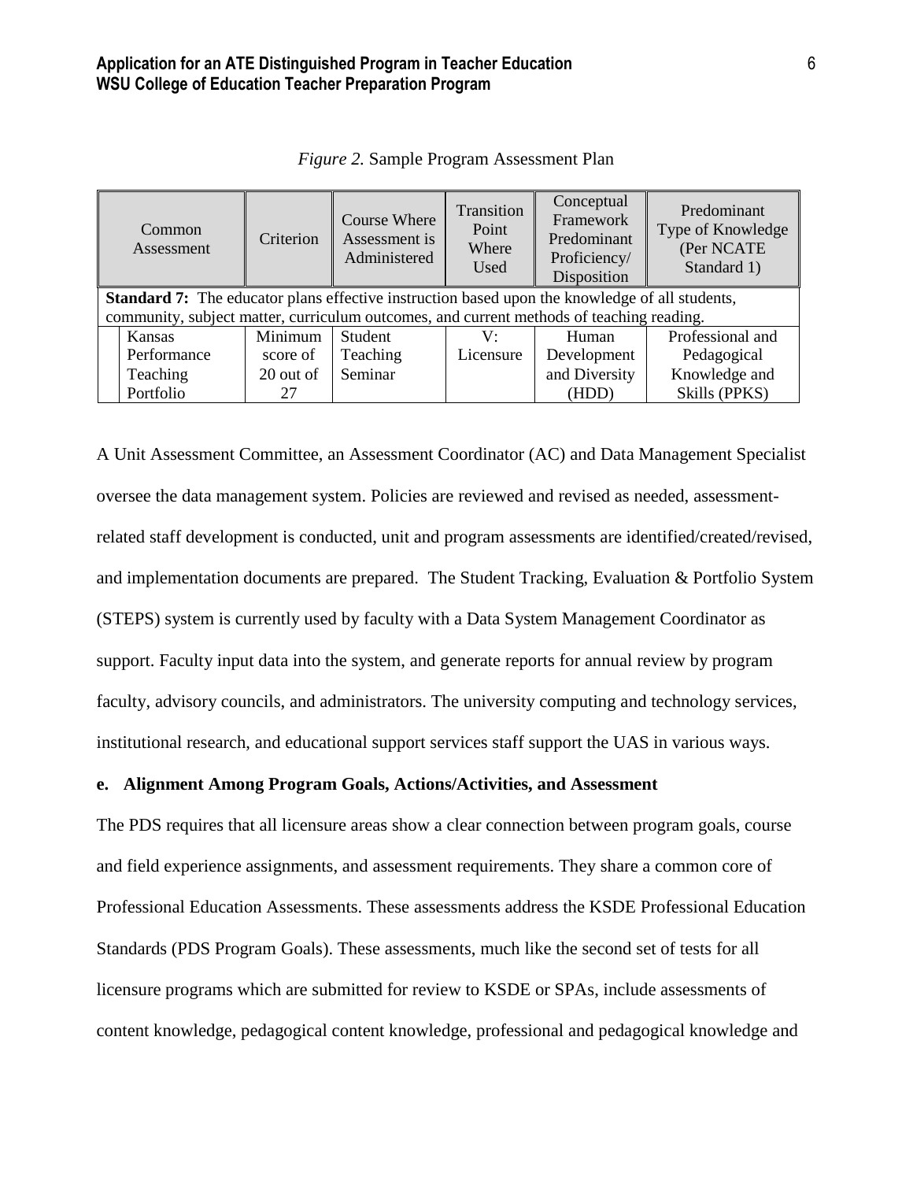*Figure 2.* Sample Program Assessment Plan

| Common Assessment | Criterion | Course Where Assessment is Administered | Transition Point Where Used | Conceptual Framework Predominant Proficiency/ Disposition | Predominant Type of Knowledge (Per NCATE Standard 1) |
|---|---|---|---|---|---|
| **Standard 7:** The educator plans effective instruction based upon the knowledge of all students, community, subject matter, curriculum outcomes, and current methods of teaching reading. | | | | | |
| Kansas Performance Teaching Portfolio | Minimum score of 20 out of 27 | Student Teaching Seminar | V: Licensure | Human Development and Diversity (HDD) | Professional and Pedagogical Knowledge and Skills (PPKS) |

A Unit Assessment Committee, an Assessment Coordinator (AC) and Data Management Specialist oversee the data management system. Policies are reviewed and revised as needed, assessment-related staff development is conducted, unit and program assessments are identified/created/revised, and implementation documents are prepared. The Student Tracking, Evaluation & Portfolio System (STEPS) system is currently used by faculty with a Data System Management Coordinator as support. Faculty input data into the system, and generate reports for annual review by program faculty, advisory councils, and administrators. The university computing and technology services, institutional research, and educational support services staff support the UAS in various ways.

**e. Alignment Among Program Goals, Actions/Activities, and Assessment**

The PDS requires that all licensure areas show a clear connection between program goals, course and field experience assignments, and assessment requirements. They share a common core of Professional Education Assessments. These assessments address the KSDE Professional Education Standards (PDS Program Goals). These assessments, much like the second set of tests for all licensure programs which are submitted for review to KSDE or SPAs, include assessments of content knowledge, pedagogical content knowledge, professional and pedagogical knowledge and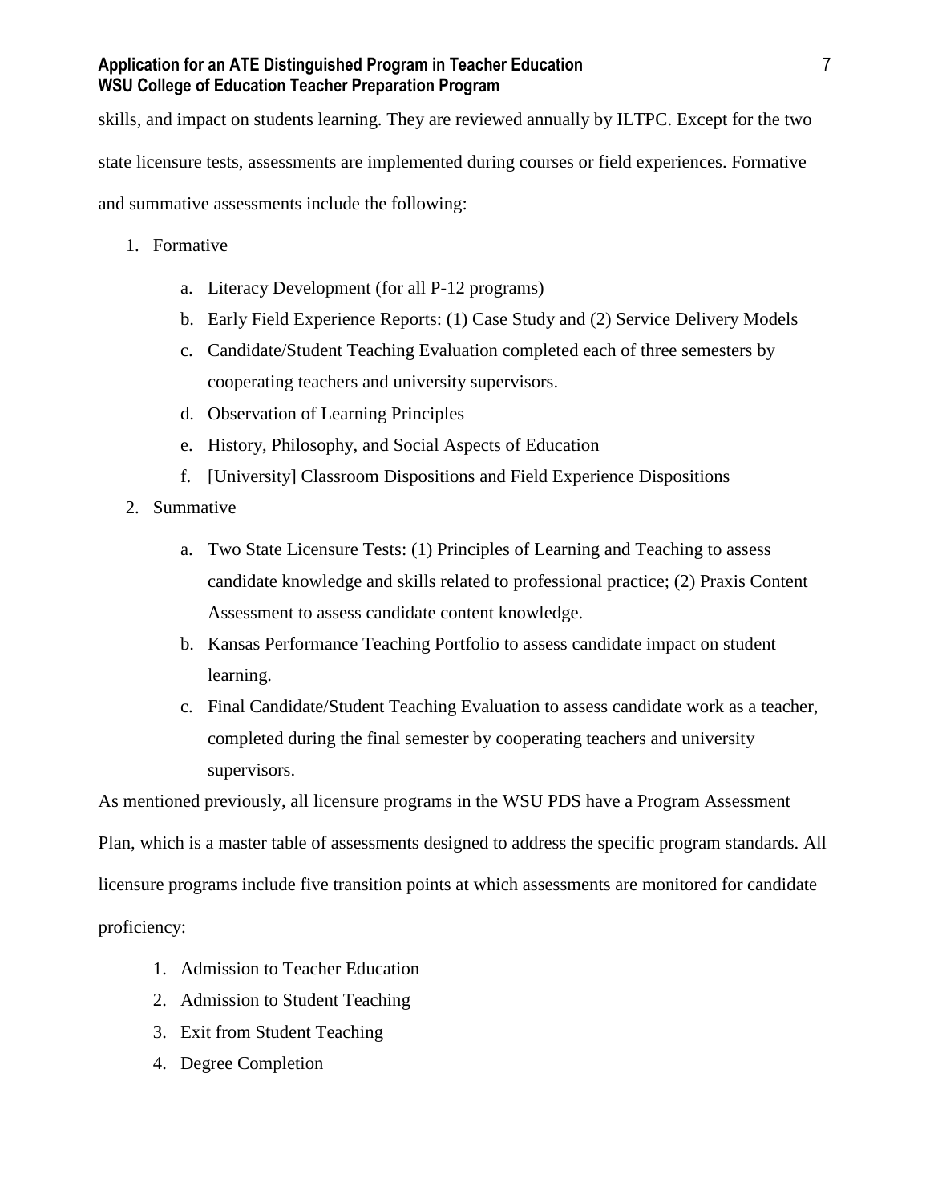skills, and impact on students learning. They are reviewed annually by ILTPC. Except for the two state licensure tests, assessments are implemented during courses or field experiences. Formative and summative assessments include the following:

1. Formative
    a. Literacy Development (for all P-12 programs)
    b. Early Field Experience Reports: (1) Case Study and (2) Service Delivery Models
    c. Candidate/Student Teaching Evaluation completed each of three semesters by cooperating teachers and university supervisors.
    d. Observation of Learning Principles
    e. History, Philosophy, and Social Aspects of Education
    f. [University] Classroom Dispositions and Field Experience Dispositions
2. Summative
    a. Two State Licensure Tests: (1) Principles of Learning and Teaching to assess candidate knowledge and skills related to professional practice; (2) Praxis Content Assessment to assess candidate content knowledge.
    b. Kansas Performance Teaching Portfolio to assess candidate impact on student learning.
    c. Final Candidate/Student Teaching Evaluation to assess candidate work as a teacher, completed during the final semester by cooperating teachers and university supervisors.

As mentioned previously, all licensure programs in the WSU PDS have a Program Assessment Plan, which is a master table of assessments designed to address the specific program standards. All licensure programs include five transition points at which assessments are monitored for candidate proficiency:

1. Admission to Teacher Education
2. Admission to Student Teaching
3. Exit from Student Teaching
4. Degree Completion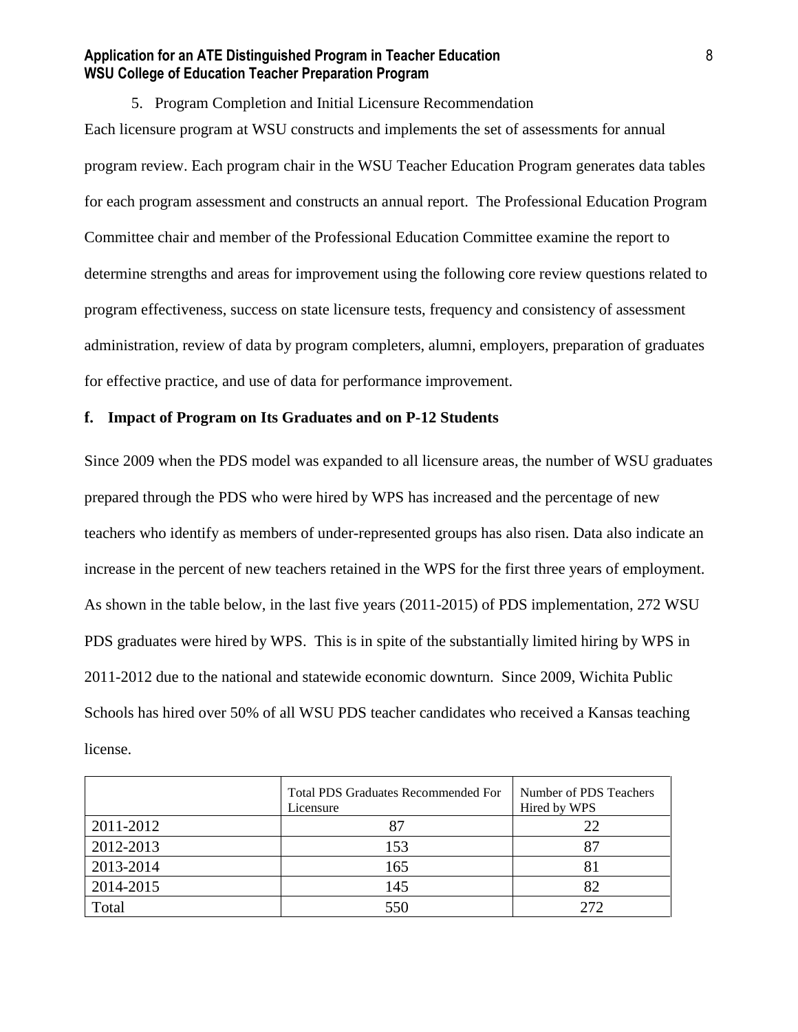5. Program Completion and Initial Licensure Recommendation

Each licensure program at WSU constructs and implements the set of assessments for annual program review. Each program chair in the WSU Teacher Education Program generates data tables for each program assessment and constructs an annual report. The Professional Education Program Committee chair and member of the Professional Education Committee examine the report to determine strengths and areas for improvement using the following core review questions related to program effectiveness, success on state licensure tests, frequency and consistency of assessment administration, review of data by program completers, alumni, employers, preparation of graduates for effective practice, and use of data for performance improvement.

**f. Impact of Program on Its Graduates and on P-12 Students**

Since 2009 when the PDS model was expanded to all licensure areas, the number of WSU graduates prepared through the PDS who were hired by WPS has increased and the percentage of new teachers who identify as members of under-represented groups has also risen. Data also indicate an increase in the percent of new teachers retained in the WPS for the first three years of employment. As shown in the table below, in the last five years (2011-2015) of PDS implementation, 272 WSU PDS graduates were hired by WPS. This is in spite of the substantially limited hiring by WPS in 2011-2012 due to the national and statewide economic downturn. Since 2009, Wichita Public Schools has hired over 50% of all WSU PDS teacher candidates who received a Kansas teaching license.

| | Total PDS Graduates Recommended For Licensure | Number of PDS Teachers Hired by WPS |
|---|---|---|
| 2011-2012 | 87 | 22 |
| 2012-2013 | 153 | 87 |
| 2013-2014 | 165 | 81 |
| 2014-2015 | 145 | 82 |
| Total | 550 | 272 |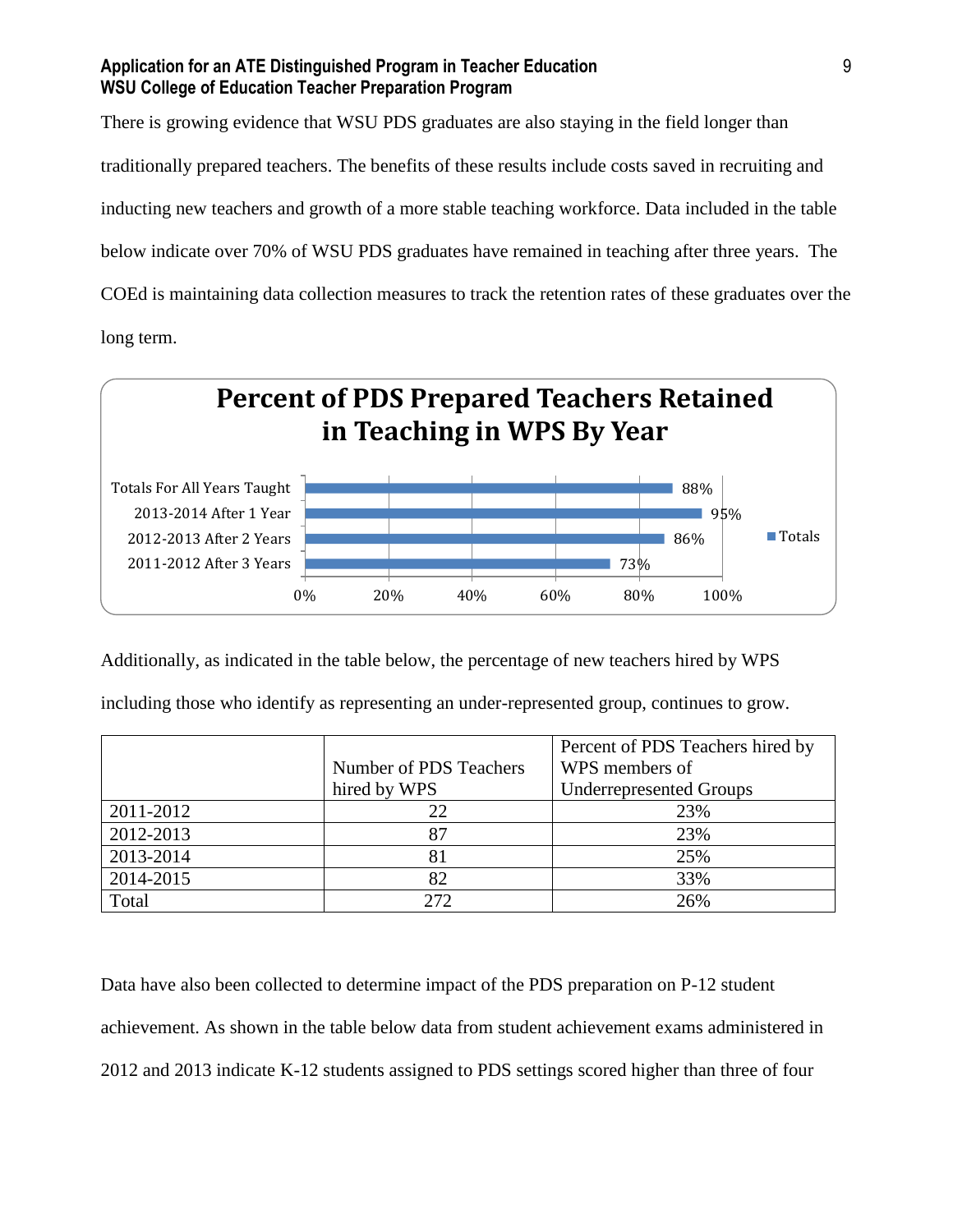There is growing evidence that WSU PDS graduates are also staying in the field longer than traditionally prepared teachers. The benefits of these results include costs saved in recruiting and inducting new teachers and growth of a more stable teaching workforce. Data included in the table below indicate over 70% of WSU PDS graduates have remained in teaching after three years. The COEd is maintaining data collection measures to track the retention rates of these graduates over the long term.

**Percent of PDS Prepared Teachers Retained in Teaching in WPS By Year**

| | Totals |
|---|---|
| Totals For All Years Taught | 88% |
| 2013-2014 After 1 Year | 95% |
| 2012-2013 After 2 Years | 86% |
| 2011-2012 After 3 Years | 73% |

Additionally, as indicated in the table below, the percentage of new teachers hired by WPS including those who identify as representing an under-represented group, continues to grow.

| | Number of PDS Teachers hired by WPS | Percent of PDS Teachers hired by WPS members of Underrepresented Groups |
|---|---|---|
| 2011-2012 | 22 | 23% |
| 2012-2013 | 87 | 23% |
| 2013-2014 | 81 | 25% |
| 2014-2015 | 82 | 33% |
| Total | 272 | 26% |

Data have also been collected to determine impact of the PDS preparation on P-12 student achievement. As shown in the table below data from student achievement exams administered in 2012 and 2013 indicate K-12 students assigned to PDS settings scored higher than three of four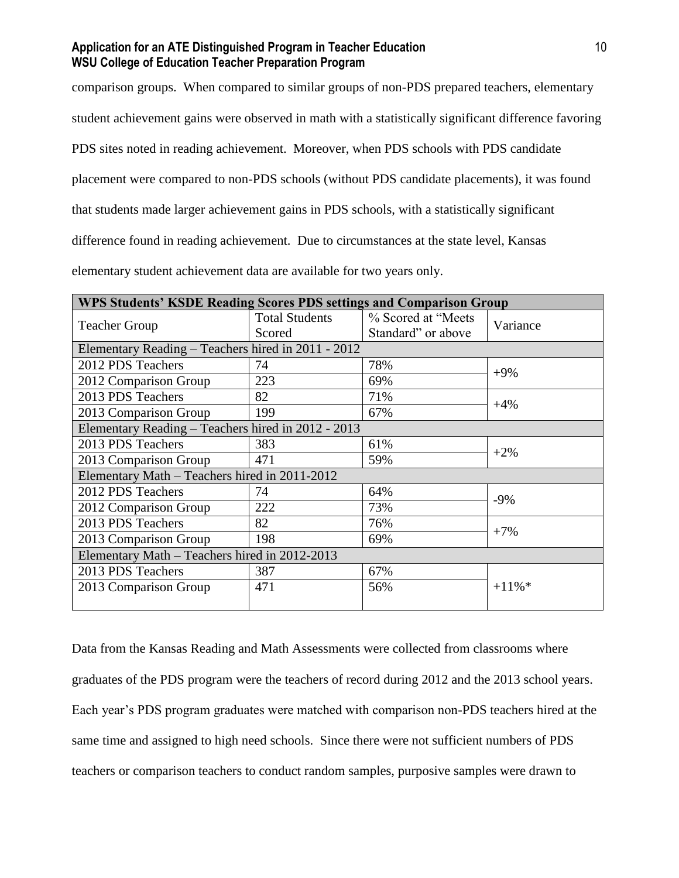comparison groups. When compared to similar groups of non-PDS prepared teachers, elementary student achievement gains were observed in math with a statistically significant difference favoring PDS sites noted in reading achievement. Moreover, when PDS schools with PDS candidate placement were compared to non-PDS schools (without PDS candidate placements), it was found that students made larger achievement gains in PDS schools, with a statistically significant difference found in reading achievement. Due to circumstances at the state level, Kansas elementary student achievement data are available for two years only.

| WPS Students' KSDE Reading Scores PDS settings and Comparison Group | | | |
|---|---|---|---|
| Teacher Group | Total Students Scored | % Scored at "Meets Standard" or above | Variance |
| Elementary Reading – Teachers hired in 2011 - 2012 | | | |
| 2012 PDS Teachers | 74 | 78% | +9% |
| 2012 Comparison Group | 223 | 69% | |
| 2013 PDS Teachers | 82 | 71% | +4% |
| 2013 Comparison Group | 199 | 67% | |
| Elementary Reading – Teachers hired in 2012 - 2013 | | | |
| 2013 PDS Teachers | 383 | 61% | +2% |
| 2013 Comparison Group | 471 | 59% | |
| Elementary Math – Teachers hired in 2011-2012 | | | |
| 2012 PDS Teachers | 74 | 64% | -9% |
| 2012 Comparison Group | 222 | 73% | |
| 2013 PDS Teachers | 82 | 76% | +7% |
| 2013 Comparison Group | 198 | 69% | |
| Elementary Math – Teachers hired in 2012-2013 | | | |
| 2013 PDS Teachers | 387 | 67% | +11%* |
| 2013 Comparison Group | 471 | 56% | |

Data from the Kansas Reading and Math Assessments were collected from classrooms where graduates of the PDS program were the teachers of record during 2012 and the 2013 school years. Each year's PDS program graduates were matched with comparison non-PDS teachers hired at the same time and assigned to high need schools. Since there were not sufficient numbers of PDS teachers or comparison teachers to conduct random samples, purposive samples were drawn to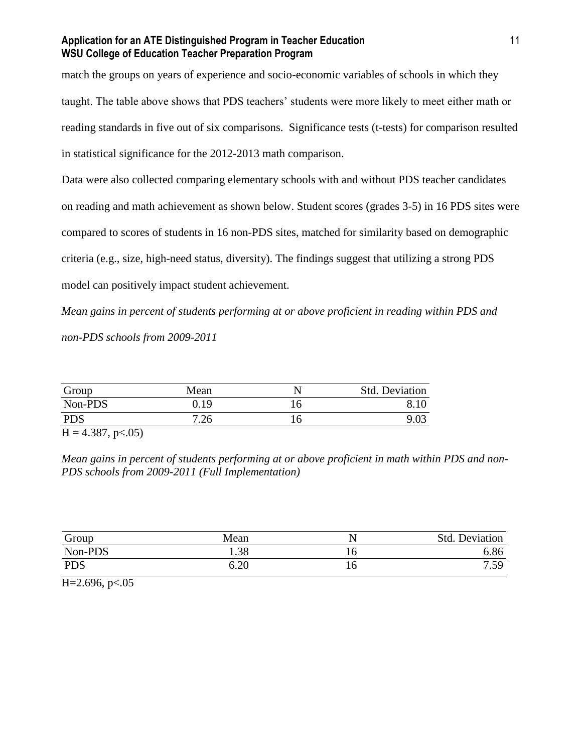match the groups on years of experience and socio-economic variables of schools in which they taught. The table above shows that PDS teachers' students were more likely to meet either math or reading standards in five out of six comparisons. Significance tests (t-tests) for comparison resulted in statistical significance for the 2012-2013 math comparison.

Data were also collected comparing elementary schools with and without PDS teacher candidates on reading and math achievement as shown below. Student scores (grades 3-5) in 16 PDS sites were compared to scores of students in 16 non-PDS sites, matched for similarity based on demographic criteria (e.g., size, high-need status, diversity). The findings suggest that utilizing a strong PDS model can positively impact student achievement.

*Mean gains in percent of students performing at or above proficient in reading within PDS and non-PDS schools from 2009-2011*

| Group | Mean | N | Std. Deviation |
|---|---|---|---|
| Non-PDS | 0.19 | 16 | 8.10 |
| PDS | 7.26 | 16 | 9.03 |

$H = 4.387$, $p<.05$)

*Mean gains in percent of students performing at or above proficient in math within PDS and non-PDS schools from 2009-2011 (Full Implementation)*

| Group | Mean | N | Std. Deviation |
|---|---|---|---|
| Non-PDS | 1.38 | 16 | 6.86 |
| PDS | 6.20 | 16 | 7.59 |

$H=2.696$, $p<.05$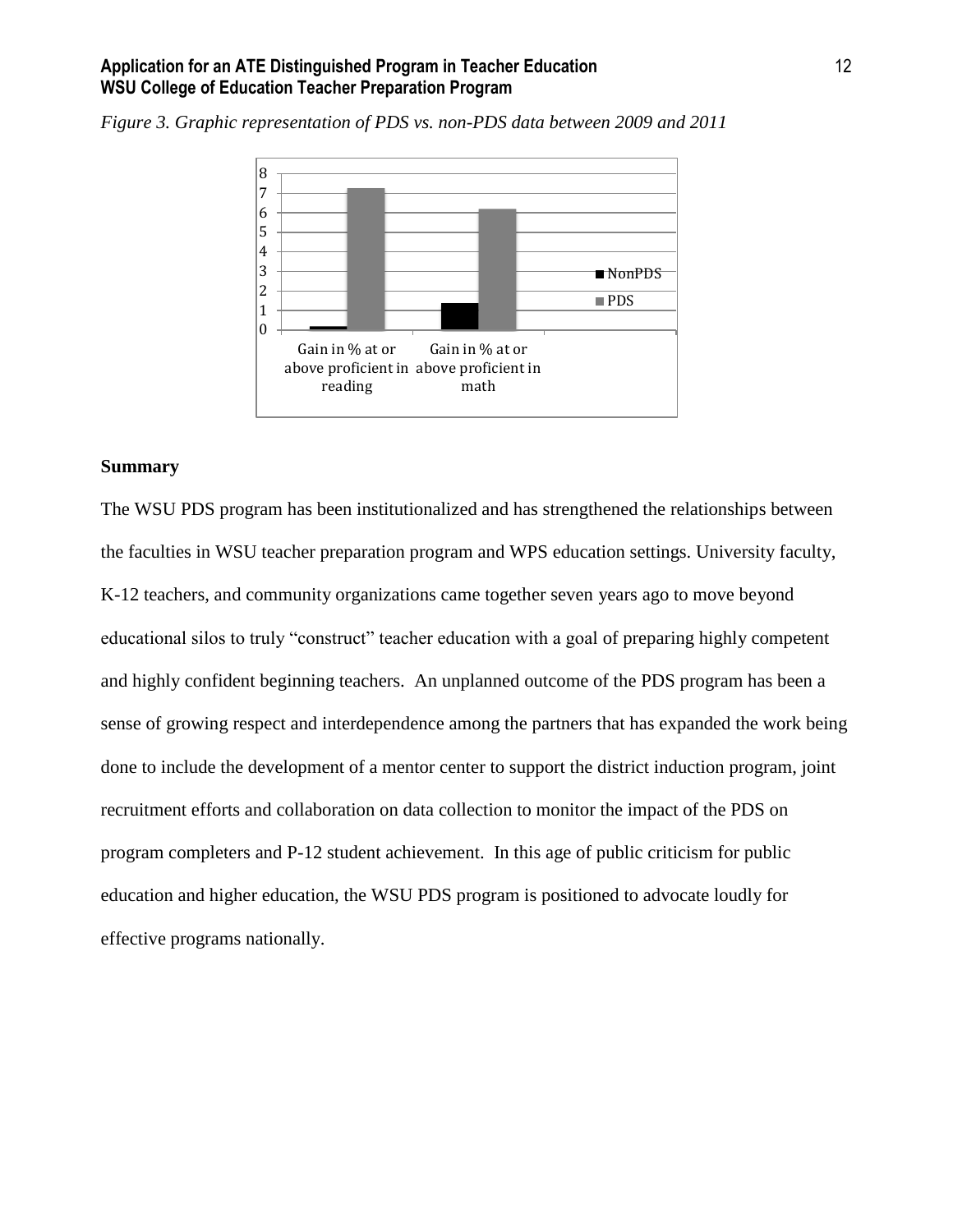*Figure 3. Graphic representation of PDS vs. non-PDS data between 2009 and 2011*

**Summary**

The WSU PDS program has been institutionalized and has strengthened the relationships between the faculties in WSU teacher preparation program and WPS education settings. University faculty, K-12 teachers, and community organizations came together seven years ago to move beyond educational silos to truly "construct" teacher education with a goal of preparing highly competent and highly confident beginning teachers. An unplanned outcome of the PDS program has been a sense of growing respect and interdependence among the partners that has expanded the work being done to include the development of a mentor center to support the district induction program, joint recruitment efforts and collaboration on data collection to monitor the impact of the PDS on program completers and P-12 student achievement. In this age of public criticism for public education and higher education, the WSU PDS program is positioned to advocate loudly for effective programs nationally.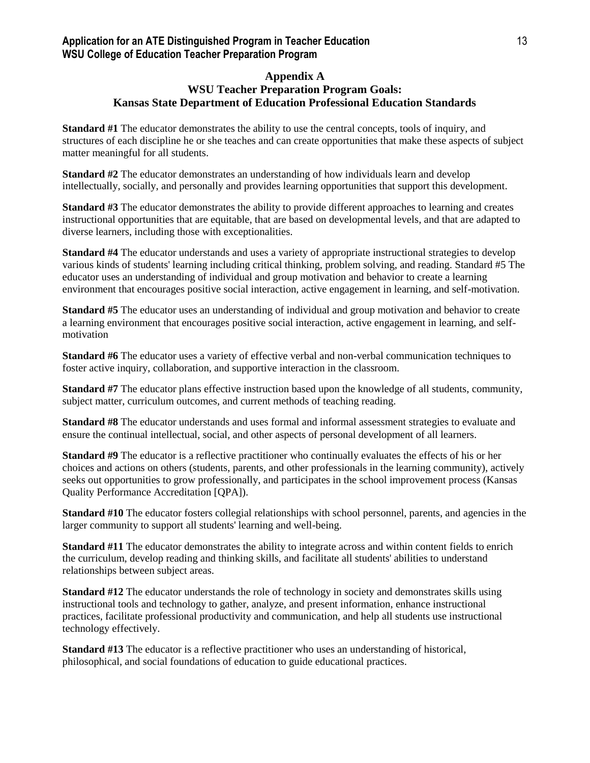## Appendix A
## WSU Teacher Preparation Program Goals:
## Kansas State Department of Education Professional Education Standards

**Standard #1** The educator demonstrates the ability to use the central concepts, tools of inquiry, and structures of each discipline he or she teaches and can create opportunities that make these aspects of subject matter meaningful for all students.

**Standard #2** The educator demonstrates an understanding of how individuals learn and develop intellectually, socially, and personally and provides learning opportunities that support this development.

**Standard #3** The educator demonstrates the ability to provide different approaches to learning and creates instructional opportunities that are equitable, that are based on developmental levels, and that are adapted to diverse learners, including those with exceptionalities.

**Standard #4** The educator understands and uses a variety of appropriate instructional strategies to develop various kinds of students' learning including critical thinking, problem solving, and reading. Standard #5 The educator uses an understanding of individual and group motivation and behavior to create a learning environment that encourages positive social interaction, active engagement in learning, and self-motivation.

**Standard #5** The educator uses an understanding of individual and group motivation and behavior to create a learning environment that encourages positive social interaction, active engagement in learning, and self-motivation

**Standard #6** The educator uses a variety of effective verbal and non-verbal communication techniques to foster active inquiry, collaboration, and supportive interaction in the classroom.

**Standard #7** The educator plans effective instruction based upon the knowledge of all students, community, subject matter, curriculum outcomes, and current methods of teaching reading.

**Standard #8** The educator understands and uses formal and informal assessment strategies to evaluate and ensure the continual intellectual, social, and other aspects of personal development of all learners.

**Standard #9** The educator is a reflective practitioner who continually evaluates the effects of his or her choices and actions on others (students, parents, and other professionals in the learning community), actively seeks out opportunities to grow professionally, and participates in the school improvement process (Kansas Quality Performance Accreditation [QPA]).

**Standard #10** The educator fosters collegial relationships with school personnel, parents, and agencies in the larger community to support all students' learning and well-being.

**Standard #11** The educator demonstrates the ability to integrate across and within content fields to enrich the curriculum, develop reading and thinking skills, and facilitate all students' abilities to understand relationships between subject areas.

**Standard #12** The educator understands the role of technology in society and demonstrates skills using instructional tools and technology to gather, analyze, and present information, enhance instructional practices, facilitate professional productivity and communication, and help all students use instructional technology effectively.

**Standard #13** The educator is a reflective practitioner who uses an understanding of historical, philosophical, and social foundations of education to guide educational practices.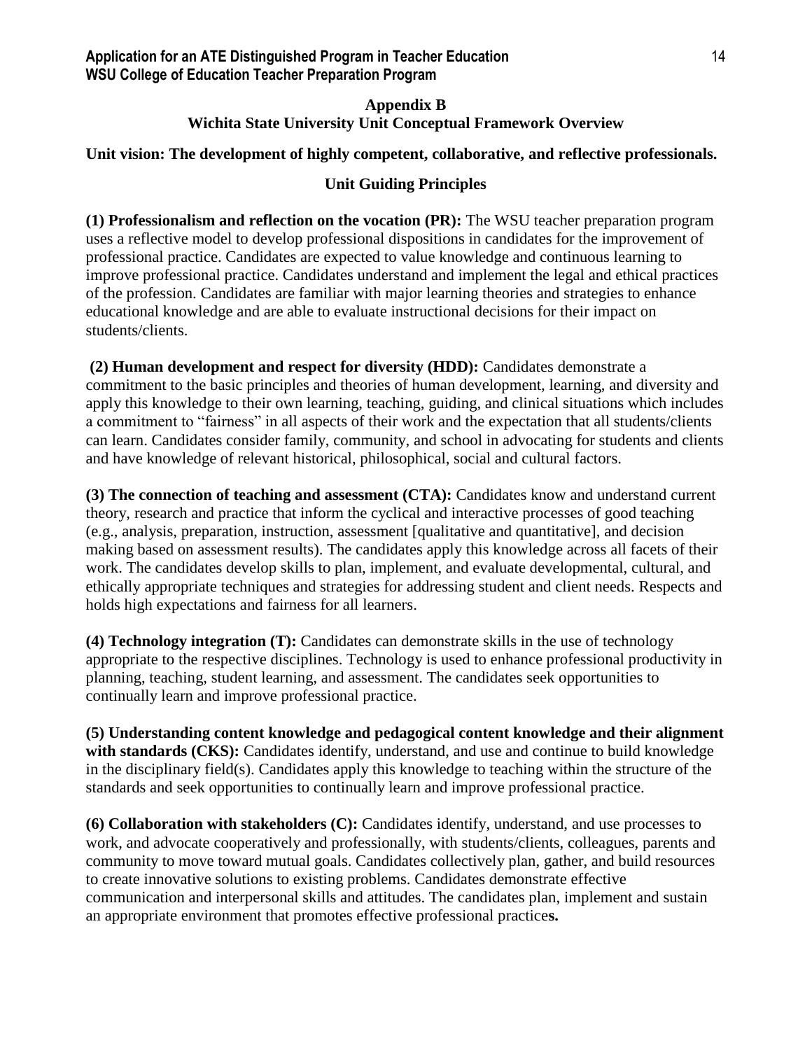## Appendix B

## Wichita State University Unit Conceptual Framework Overview

**Unit vision: The development of highly competent, collaborative, and reflective professionals.**

### Unit Guiding Principles

**(1) Professionalism and reflection on the vocation (PR):** The WSU teacher preparation program uses a reflective model to develop professional dispositions in candidates for the improvement of professional practice. Candidates are expected to value knowledge and continuous learning to improve professional practice. Candidates understand and implement the legal and ethical practices of the profession. Candidates are familiar with major learning theories and strategies to enhance educational knowledge and are able to evaluate instructional decisions for their impact on students/clients.

**(2) Human development and respect for diversity (HDD):** Candidates demonstrate a commitment to the basic principles and theories of human development, learning, and diversity and apply this knowledge to their own learning, teaching, guiding, and clinical situations which includes a commitment to "fairness" in all aspects of their work and the expectation that all students/clients can learn. Candidates consider family, community, and school in advocating for students and clients and have knowledge of relevant historical, philosophical, social and cultural factors.

**(3) The connection of teaching and assessment (CTA):** Candidates know and understand current theory, research and practice that inform the cyclical and interactive processes of good teaching (e.g., analysis, preparation, instruction, assessment [qualitative and quantitative], and decision making based on assessment results). The candidates apply this knowledge across all facets of their work. The candidates develop skills to plan, implement, and evaluate developmental, cultural, and ethically appropriate techniques and strategies for addressing student and client needs. Respects and holds high expectations and fairness for all learners.

**(4) Technology integration (T):** Candidates can demonstrate skills in the use of technology appropriate to the respective disciplines. Technology is used to enhance professional productivity in planning, teaching, student learning, and assessment. The candidates seek opportunities to continually learn and improve professional practice.

**(5) Understanding content knowledge and pedagogical content knowledge and their alignment with standards (CKS):** Candidates identify, understand, and use and continue to build knowledge in the disciplinary field(s). Candidates apply this knowledge to teaching within the structure of the standards and seek opportunities to continually learn and improve professional practice.

**(6) Collaboration with stakeholders (C):** Candidates identify, understand, and use processes to work, and advocate cooperatively and professionally, with students/clients, colleagues, parents and community to move toward mutual goals. Candidates collectively plan, gather, and build resources to create innovative solutions to existing problems. Candidates demonstrate effective communication and interpersonal skills and attitudes. The candidates plan, implement and sustain an appropriate environment that promotes effective professional practices.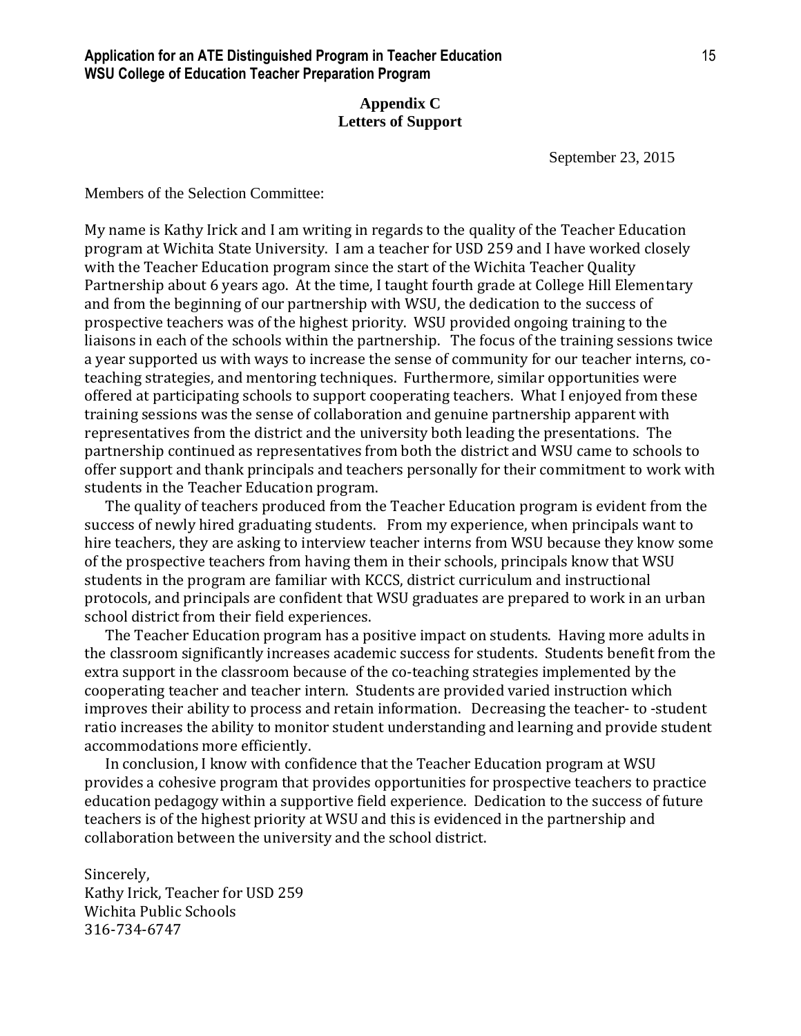## Appendix C
## Letters of Support

September 23, 2015

Members of the Selection Committee:

My name is Kathy Irick and I am writing in regards to the quality of the Teacher Education program at Wichita State University. I am a teacher for USD 259 and I have worked closely with the Teacher Education program since the start of the Wichita Teacher Quality Partnership about 6 years ago. At the time, I taught fourth grade at College Hill Elementary and from the beginning of our partnership with WSU, the dedication to the success of prospective teachers was of the highest priority. WSU provided ongoing training to the liaisons in each of the schools within the partnership. The focus of the training sessions twice a year supported us with ways to increase the sense of community for our teacher interns, co-teaching strategies, and mentoring techniques. Furthermore, similar opportunities were offered at participating schools to support cooperating teachers. What I enjoyed from these training sessions was the sense of collaboration and genuine partnership apparent with representatives from the district and the university both leading the presentations. The partnership continued as representatives from both the district and WSU came to schools to offer support and thank principals and teachers personally for their commitment to work with students in the Teacher Education program.

The quality of teachers produced from the Teacher Education program is evident from the success of newly hired graduating students. From my experience, when principals want to hire teachers, they are asking to interview teacher interns from WSU because they know some of the prospective teachers from having them in their schools, principals know that WSU students in the program are familiar with KCCS, district curriculum and instructional protocols, and principals are confident that WSU graduates are prepared to work in an urban school district from their field experiences.

The Teacher Education program has a positive impact on students. Having more adults in the classroom significantly increases academic success for students. Students benefit from the extra support in the classroom because of the co-teaching strategies implemented by the cooperating teacher and teacher intern. Students are provided varied instruction which improves their ability to process and retain information. Decreasing the teacher- to -student ratio increases the ability to monitor student understanding and learning and provide student accommodations more efficiently.

In conclusion, I know with confidence that the Teacher Education program at WSU provides a cohesive program that provides opportunities for prospective teachers to practice education pedagogy within a supportive field experience. Dedication to the success of future teachers is of the highest priority at WSU and this is evidenced in the partnership and collaboration between the university and the school district.

Sincerely,
Kathy Irick, Teacher for USD 259
Wichita Public Schools
316-734-6747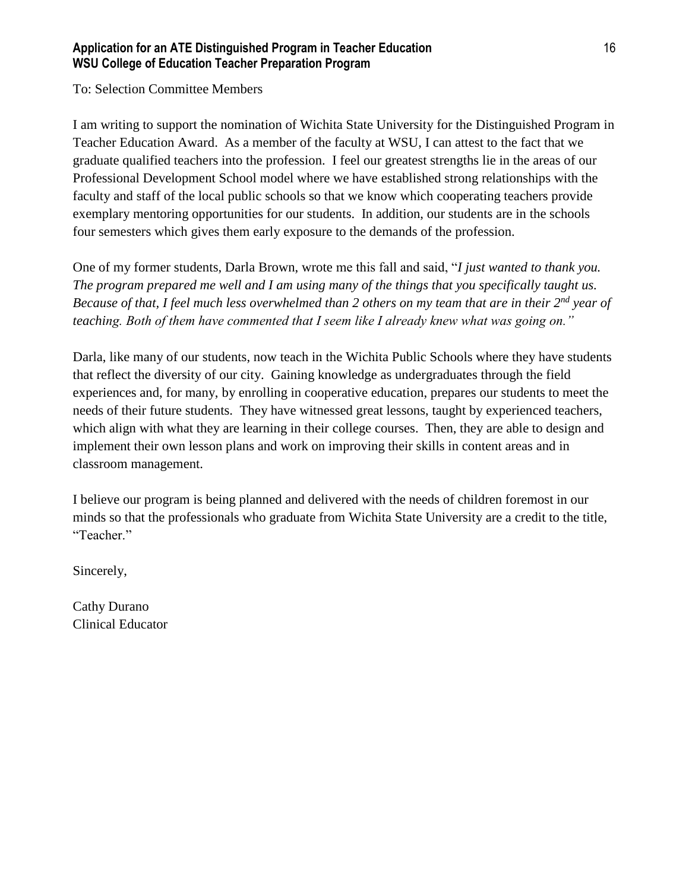To: Selection Committee Members

I am writing to support the nomination of Wichita State University for the Distinguished Program in Teacher Education Award.  As a member of the faculty at WSU, I can attest to the fact that we graduate qualified teachers into the profession.  I feel our greatest strengths lie in the areas of our Professional Development School model where we have established strong relationships with the faculty and staff of the local public schools so that we know which cooperating teachers provide exemplary mentoring opportunities for our students.  In addition, our students are in the schools four semesters which gives them early exposure to the demands of the profession.

One of my former students, Darla Brown, wrote me this fall and said, "*I just wanted to thank you. The program prepared me well and I am using many of the things that you specifically taught us. Because of that, I feel much less overwhelmed than 2 others on my team that are in their 2nd year of teaching. Both of them have commented that I seem like I already knew what was going on."*

Darla, like many of our students, now teach in the Wichita Public Schools where they have students that reflect the diversity of our city.  Gaining knowledge as undergraduates through the field experiences and, for many, by enrolling in cooperative education, prepares our students to meet the needs of their future students.  They have witnessed great lessons, taught by experienced teachers, which align with what they are learning in their college courses.  Then, they are able to design and implement their own lesson plans and work on improving their skills in content areas and in classroom management.

I believe our program is being planned and delivered with the needs of children foremost in our minds so that the professionals who graduate from Wichita State University are a credit to the title, "Teacher."

Sincerely,

Cathy Durano
Clinical Educator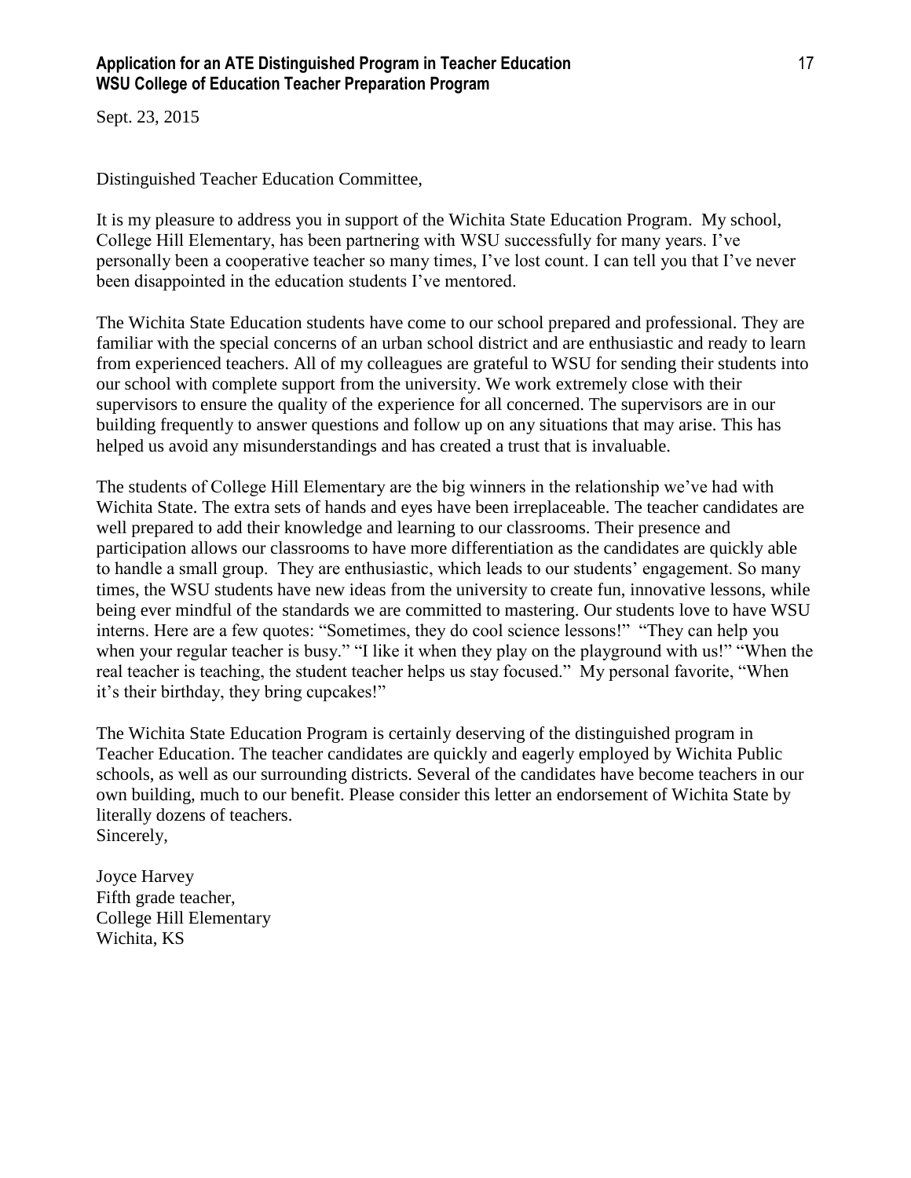Sept. 23, 2015

Distinguished Teacher Education Committee,

It is my pleasure to address you in support of the Wichita State Education Program. My school, College Hill Elementary, has been partnering with WSU successfully for many years. I've personally been a cooperative teacher so many times, I've lost count. I can tell you that I've never been disappointed in the education students I've mentored.

The Wichita State Education students have come to our school prepared and professional. They are familiar with the special concerns of an urban school district and are enthusiastic and ready to learn from experienced teachers. All of my colleagues are grateful to WSU for sending their students into our school with complete support from the university. We work extremely close with their supervisors to ensure the quality of the experience for all concerned. The supervisors are in our building frequently to answer questions and follow up on any situations that may arise. This has helped us avoid any misunderstandings and has created a trust that is invaluable.

The students of College Hill Elementary are the big winners in the relationship we've had with Wichita State. The extra sets of hands and eyes have been irreplaceable. The teacher candidates are well prepared to add their knowledge and learning to our classrooms. Their presence and participation allows our classrooms to have more differentiation as the candidates are quickly able to handle a small group. They are enthusiastic, which leads to our students' engagement. So many times, the WSU students have new ideas from the university to create fun, innovative lessons, while being ever mindful of the standards we are committed to mastering. Our students love to have WSU interns. Here are a few quotes: "Sometimes, they do cool science lessons!" "They can help you when your regular teacher is busy." "I like it when they play on the playground with us!" "When the real teacher is teaching, the student teacher helps us stay focused." My personal favorite, "When it's their birthday, they bring cupcakes!"

The Wichita State Education Program is certainly deserving of the distinguished program in Teacher Education. The teacher candidates are quickly and eagerly employed by Wichita Public schools, as well as our surrounding districts. Several of the candidates have become teachers in our own building, much to our benefit. Please consider this letter an endorsement of Wichita State by literally dozens of teachers.

Sincerely,

Joyce Harvey  
Fifth grade teacher,  
College Hill Elementary  
Wichita, KS